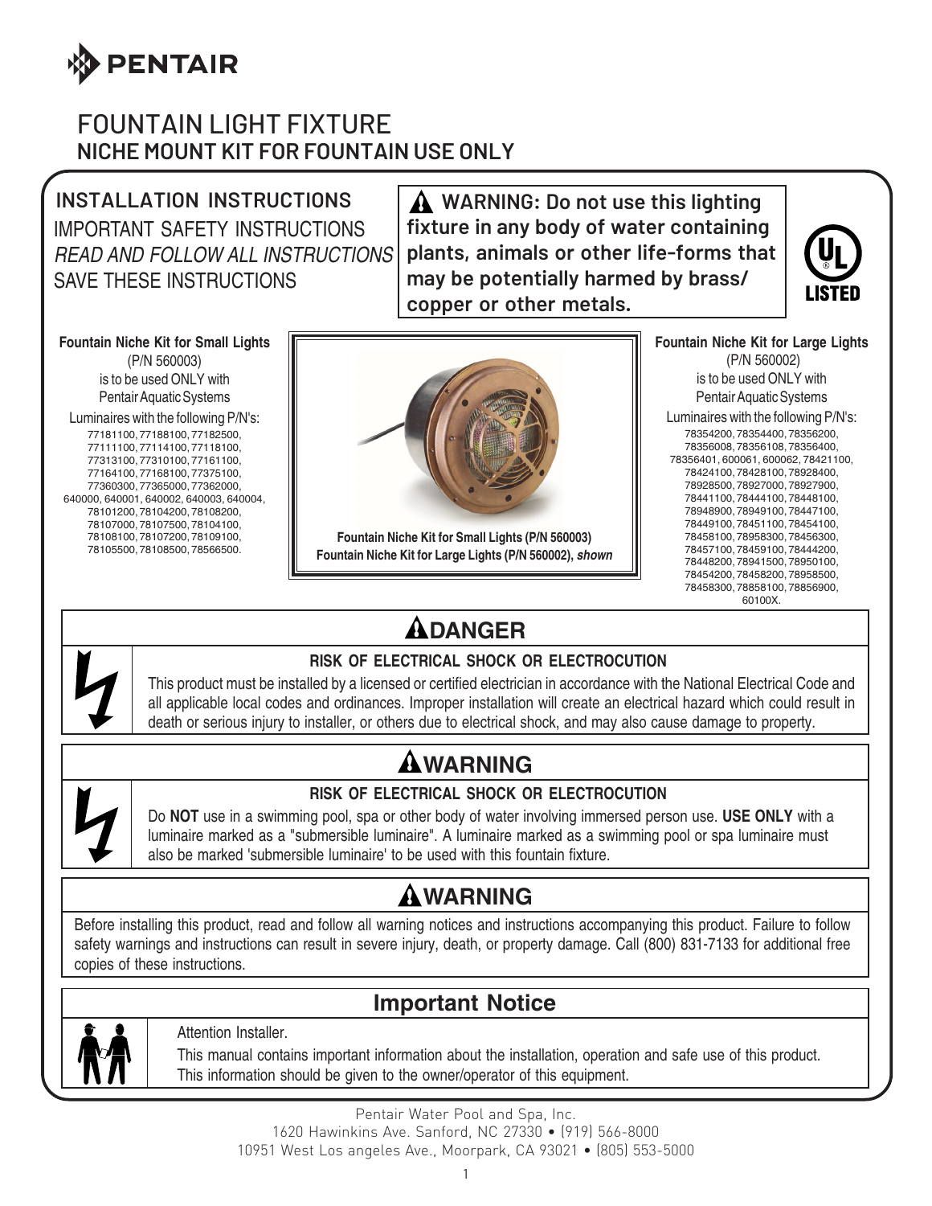# PENTAIR

# FOUNTAIN LIGHT FIXTURE

## NICHE MOUNT KIT FOR FOUNTAIN USE ONLY

### INSTALLATION INSTRUCTIONS

IMPORTANT SAFETY INSTRUCTIONS

*READ AND FOLLOW ALL INSTRUCTIONS*

SAVE THESE INSTRUCTIONS

**⚠ WARNING: Do not use this lighting fixture in any body of water containing plants, animals or other life-forms that may be potentially harmed by brass/copper or other metals.**

UL LISTED

**Fountain Niche Kit for Small Lights**
(P/N 560003)
is to be used ONLY with
Pentair Aquatic Systems
Luminaires with the following P/N's:
77181100, 77188100, 77182500, 77111100, 77114100, 77118100, 77313100, 77310100, 77161100, 77164100, 77168100, 77375100, 77360300, 77365000, 77362000, 640000, 640001, 640002, 640003, 640004, 78101200, 78104200, 78108200, 78107000, 78107500, 78104100, 78108100, 78107200, 78109100, 78105500, 78108500, 78566500.

**Fountain Niche Kit for Small Lights (P/N 560003)**
**Fountain Niche Kit for Large Lights (P/N 560002), *shown***

**Fountain Niche Kit for Large Lights**
(P/N 560002)
is to be used ONLY with
Pentair Aquatic Systems
Luminaires with the following P/N's:
78354200, 78354400, 78356200, 78356008, 78356108, 78356400, 78356401, 600061, 600062, 78421100, 78424100, 78428100, 78928400, 78928500, 78927000, 78927900, 78441100, 78444100, 78448100, 78948900, 78949100, 78447100, 78449100, 78451100, 78454100, 78458100, 78958300, 78456300, 78457100, 78459100, 78444200, 78448200, 78941500, 78950100, 78454200, 78458200, 78958500, 78458300, 78858100, 78856900, 60100X.

## ⚠DANGER

**RISK OF ELECTRICAL SHOCK OR ELECTROCUTION**

This product must be installed by a licensed or certified electrician in accordance with the National Electrical Code and all applicable local codes and ordinances. Improper installation will create an electrical hazard which could result in death or serious injury to installer, or others due to electrical shock, and may also cause damage to property.

## ⚠WARNING

**RISK OF ELECTRICAL SHOCK OR ELECTROCUTION**

Do **NOT** use in a swimming pool, spa or other body of water involving immersed person use. **USE ONLY** with a luminaire marked as a "submersible luminaire". A luminaire marked as a swimming pool or spa luminaire must also be marked 'submersible luminaire' to be used with this fountain fixture.

## ⚠WARNING

Before installing this product, read and follow all warning notices and instructions accompanying this product. Failure to follow safety warnings and instructions can result in severe injury, death, or property damage. Call (800) 831-7133 for additional free copies of these instructions.

## Important Notice

Attention Installer.

This manual contains important information about the installation, operation and safe use of this product. This information should be given to the owner/operator of this equipment.

Pentair Water Pool and Spa, Inc.
1620 Hawinkins Ave. Sanford, NC 27330 • (919) 566-8000
10951 West Los angeles Ave., Moorpark, CA 93021 • (805) 553-5000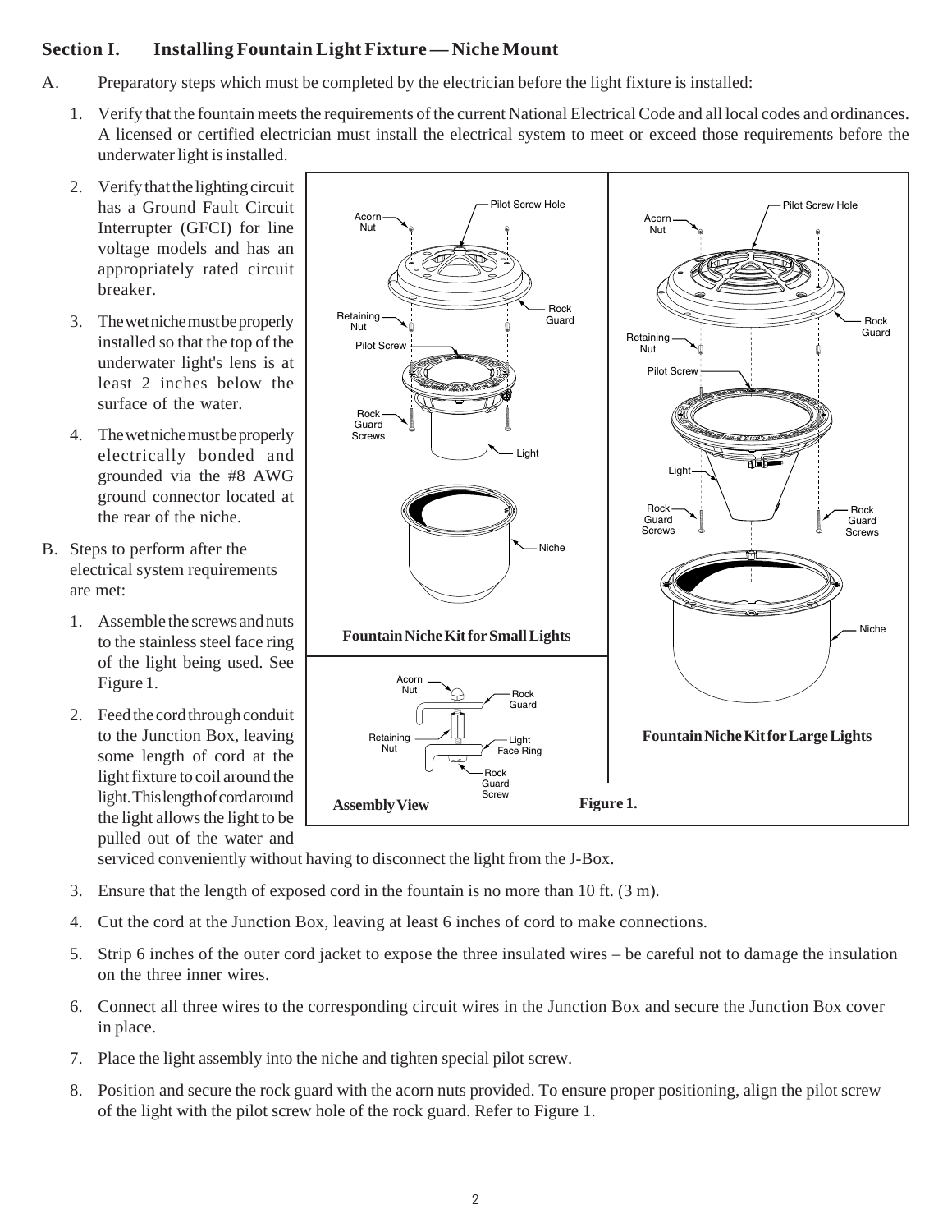## Section I. Installing Fountain Light Fixture — Niche Mount

A. Preparatory steps which must be completed by the electrician before the light fixture is installed:

1. Verify that the fountain meets the requirements of the current National Electrical Code and all local codes and ordinances. A licensed or certified electrician must install the electrical system to meet or exceed those requirements before the underwater light is installed.
2. Verify that the lighting circuit has a Ground Fault Circuit Interrupter (GFCI) for line voltage models and has an appropriately rated circuit breaker.
3. The wet niche must be properly installed so that the top of the underwater light's lens is at least 2 inches below the surface of the water.
4. The wet niche must be properly electrically bonded and grounded via the #8 AWG ground connector located at the rear of the niche.

B. Steps to perform after the electrical system requirements are met:

1. Assemble the screws and nuts to the stainless steel face ring of the light being used. See Figure 1.
2. Feed the cord through conduit to the Junction Box, leaving some length of cord at the light fixture to coil around the light. This length of cord around the light allows the light to be pulled out of the water and serviced conveniently without having to disconnect the light from the J-Box.
3. Ensure that the length of exposed cord in the fountain is no more than 10 ft. (3 m).
4. Cut the cord at the Junction Box, leaving at least 6 inches of cord to make connections.
5. Strip 6 inches of the outer cord jacket to expose the three insulated wires – be careful not to damage the insulation on the three inner wires.
6. Connect all three wires to the corresponding circuit wires in the Junction Box and secure the Junction Box cover in place.
7. Place the light assembly into the niche and tighten special pilot screw.
8. Position and secure the rock guard with the acorn nuts provided. To ensure proper positioning, align the pilot screw of the light with the pilot screw hole of the rock guard. Refer to Figure 1.

**Fountain Niche Kit for Small Lights**

**Fountain Niche Kit for Large Lights**

**Assembly View**

**Figure 1.**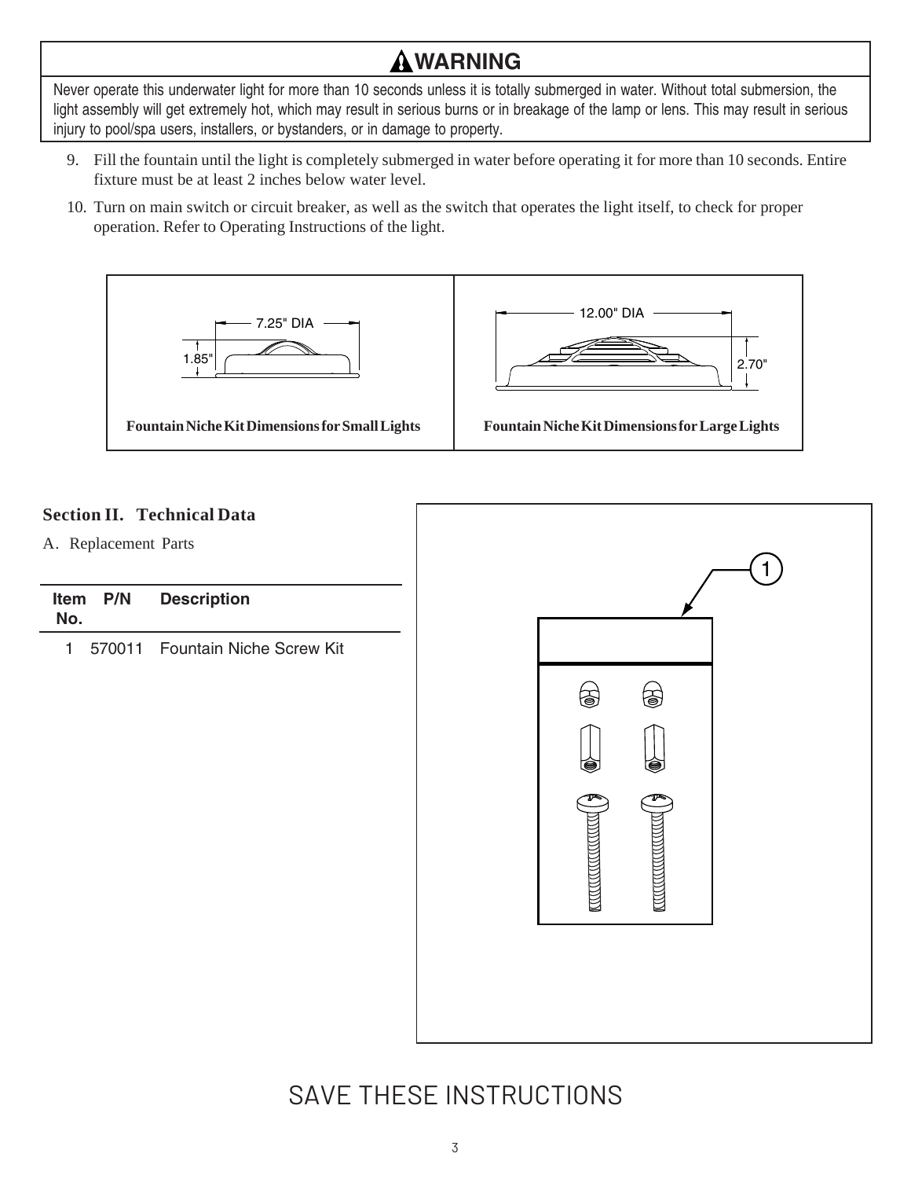## ⚠ WARNING

Never operate this underwater light for more than 10 seconds unless it is totally submerged in water. Without total submersion, the light assembly will get extremely hot, which may result in serious burns or in breakage of the lamp or lens. This may result in serious injury to pool/spa users, installers, or bystanders, or in damage to property.

9. Fill the fountain until the light is completely submerged in water before operating it for more than 10 seconds. Entire fixture must be at least 2 inches below water level.
10. Turn on main switch or circuit breaker, as well as the switch that operates the light itself, to check for proper operation. Refer to Operating Instructions of the light.

7.25" DIA

1.85"

**Fountain Niche Kit Dimensions for Small Lights**

12.00" DIA

2.70"

**Fountain Niche Kit Dimensions for Large Lights**

## Section II. Technical Data

A. Replacement Parts

| Item No. | P/N | Description |
|---|---|---|
| 1 | 570011 | Fountain Niche Screw Kit |

1

SAVE THESE INSTRUCTIONS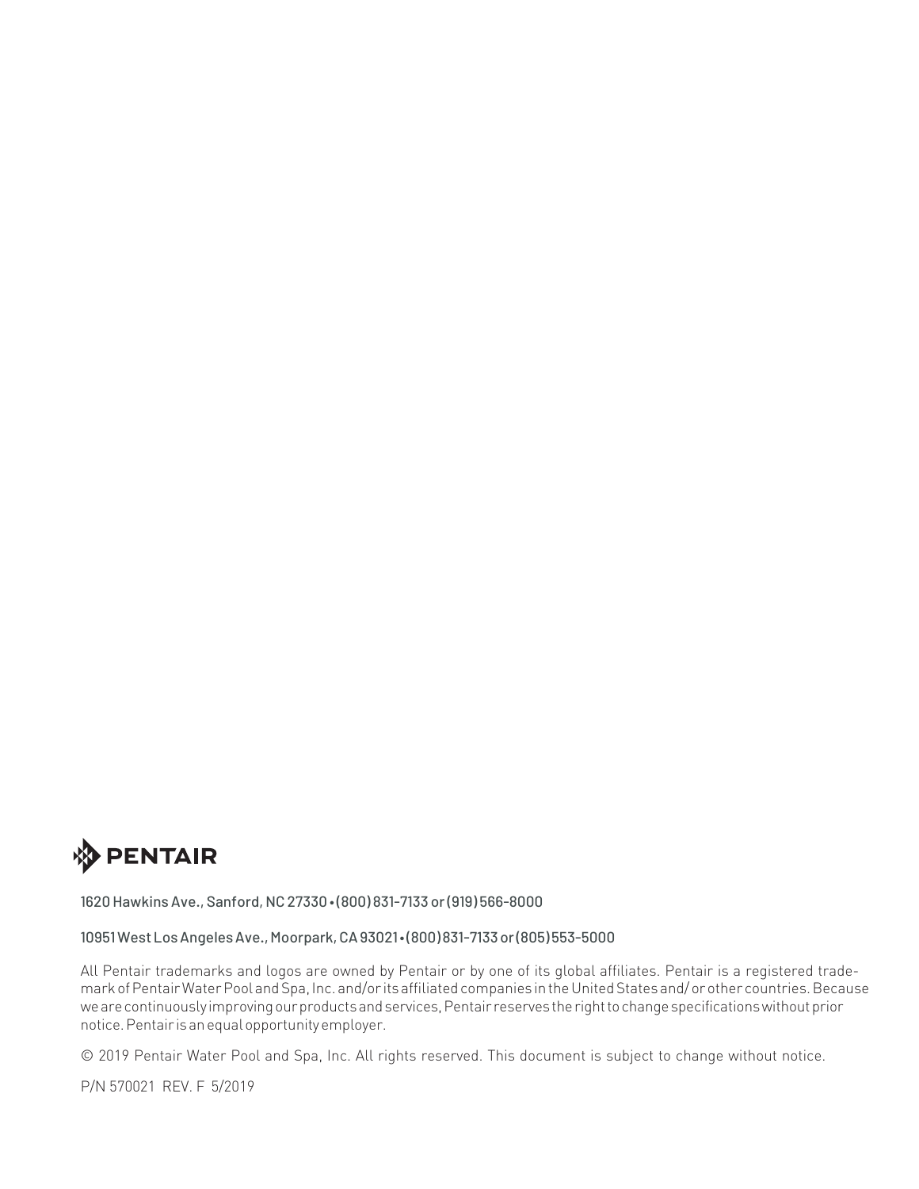PENTAIR

1620 Hawkins Ave., Sanford, NC 27330 • (800) 831-7133 or (919) 566-8000

10951 West Los Angeles Ave., Moorpark, CA 93021 • (800) 831-7133 or (805) 553-5000

All Pentair trademarks and logos are owned by Pentair or by one of its global affiliates. Pentair is a registered trademark of Pentair Water Pool and Spa, Inc. and/or its affiliated companies in the United States and/ or other countries. Because we are continuously improving our products and services, Pentair reserves the right to change specifications without prior notice. Pentair is an equal opportunity employer.

© 2019 Pentair Water Pool and Spa, Inc. All rights reserved. This document is subject to change without notice.

P/N 570021 REV. F 5/2019